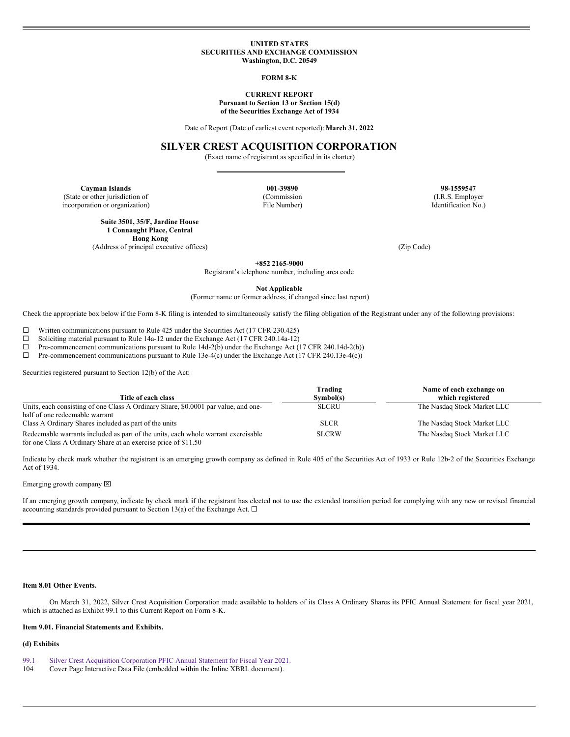**UNITED STATES**
**SECURITIES AND EXCHANGE COMMISSION**
**Washington, D.C. 20549**

**FORM 8-K**

**CURRENT REPORT**
**Pursuant to Section 13 or Section 15(d)**
**of the Securities Exchange Act of 1934**

Date of Report (Date of earliest event reported): **March 31, 2022**

# SILVER CREST ACQUISITION CORPORATION

(Exact name of registrant as specified in its charter)

| **Cayman Islands** | **001-39890** | **98-1559547** |
|---|---|---|
| (State or other jurisdiction of incorporation or organization) | (Commission File Number) | (I.R.S. Employer Identification No.) |

**Suite 3501, 35/F, Jardine House**
**1 Connaught Place, Central**
**Hong Kong**
(Address of principal executive offices) (Zip Code)

**+852 2165-9000**
Registrant's telephone number, including area code

**Not Applicable**
(Former name or former address, if changed since last report)

Check the appropriate box below if the Form 8-K filing is intended to simultaneously satisfy the filing obligation of the Registrant under any of the following provisions:

☐ Written communications pursuant to Rule 425 under the Securities Act (17 CFR 230.425)
☐ Soliciting material pursuant to Rule 14a-12 under the Exchange Act (17 CFR 240.14a-12)
☐ Pre-commencement communications pursuant to Rule 14d-2(b) under the Exchange Act (17 CFR 240.14d-2(b))
☐ Pre-commencement communications pursuant to Rule 13e-4(c) under the Exchange Act (17 CFR 240.13e-4(c))

Securities registered pursuant to Section 12(b) of the Act:

| Title of each class | Trading Symbol(s) | Name of each exchange on which registered |
|---|---|---|
| Units, each consisting of one Class A Ordinary Share, $0.0001 par value, and one-half of one redeemable warrant | SLCRU | The Nasdaq Stock Market LLC |
| Class A Ordinary Shares included as part of the units | SLCR | The Nasdaq Stock Market LLC |
| Redeemable warrants included as part of the units, each whole warrant exercisable for one Class A Ordinary Share at an exercise price of $11.50 | SLCRW | The Nasdaq Stock Market LLC |

Indicate by check mark whether the registrant is an emerging growth company as defined in Rule 405 of the Securities Act of 1933 or Rule 12b-2 of the Securities Exchange Act of 1934.

Emerging growth company ☒

If an emerging growth company, indicate by check mark if the registrant has elected not to use the extended transition period for complying with any new or revised financial accounting standards provided pursuant to Section 13(a) of the Exchange Act. ☐

---

**Item 8.01 Other Events.**

On March 31, 2022, Silver Crest Acquisition Corporation made available to holders of its Class A Ordinary Shares its PFIC Annual Statement for fiscal year 2021, which is attached as Exhibit 99.1 to this Current Report on Form 8-K.

**Item 9.01. Financial Statements and Exhibits.**

**(d) Exhibits**

| | |
|---|---|
| 99.1 | Silver Crest Acquisition Corporation PFIC Annual Statement for Fiscal Year 2021. |
| 104 | Cover Page Interactive Data File (embedded within the Inline XBRL document). |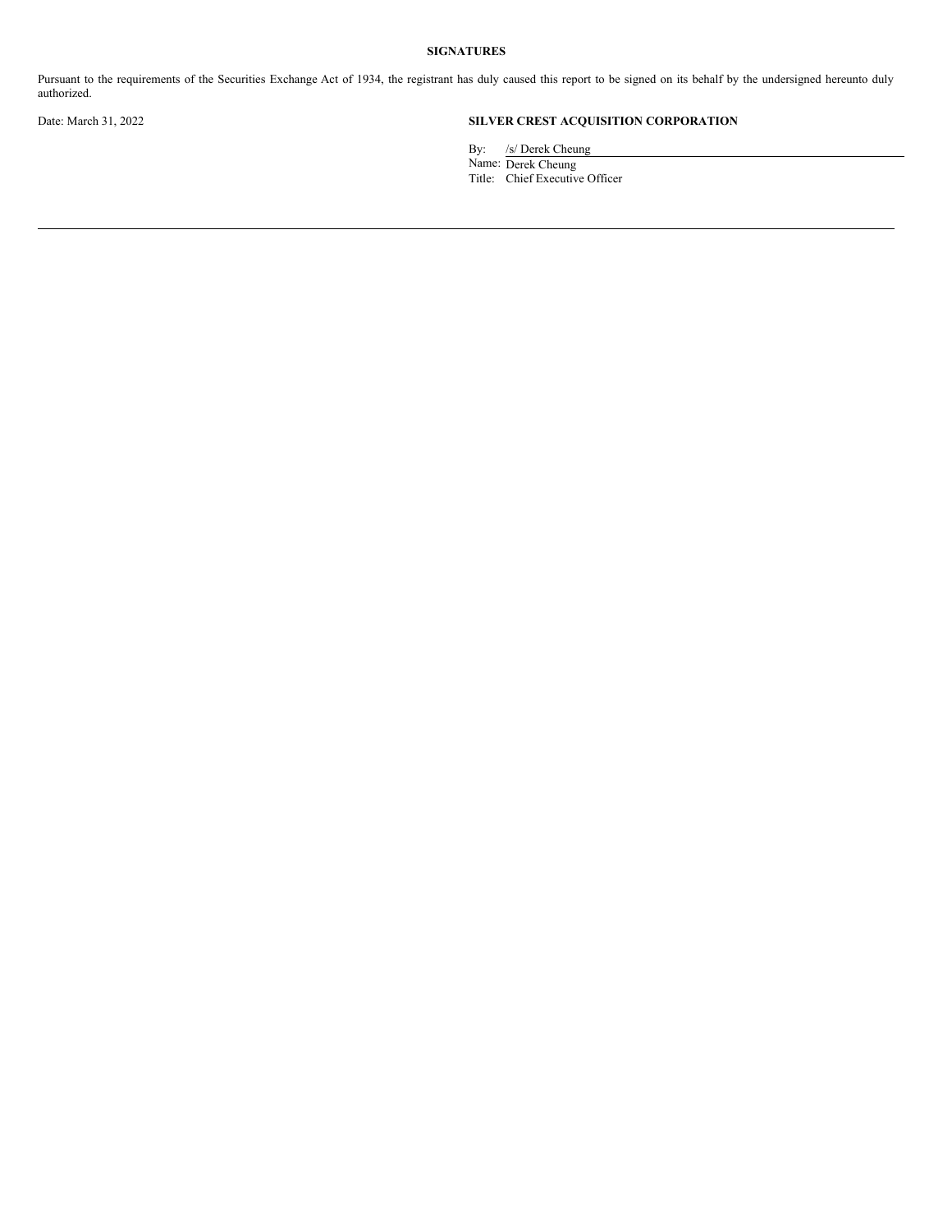**SIGNATURES**

Pursuant to the requirements of the Securities Exchange Act of 1934, the registrant has duly caused this report to be signed on its behalf by the undersigned hereunto duly authorized.

Date: March 31, 2022

**SILVER CREST ACQUISITION CORPORATION**

By: /s/ Derek Cheung
Name: Derek Cheung
Title: Chief Executive Officer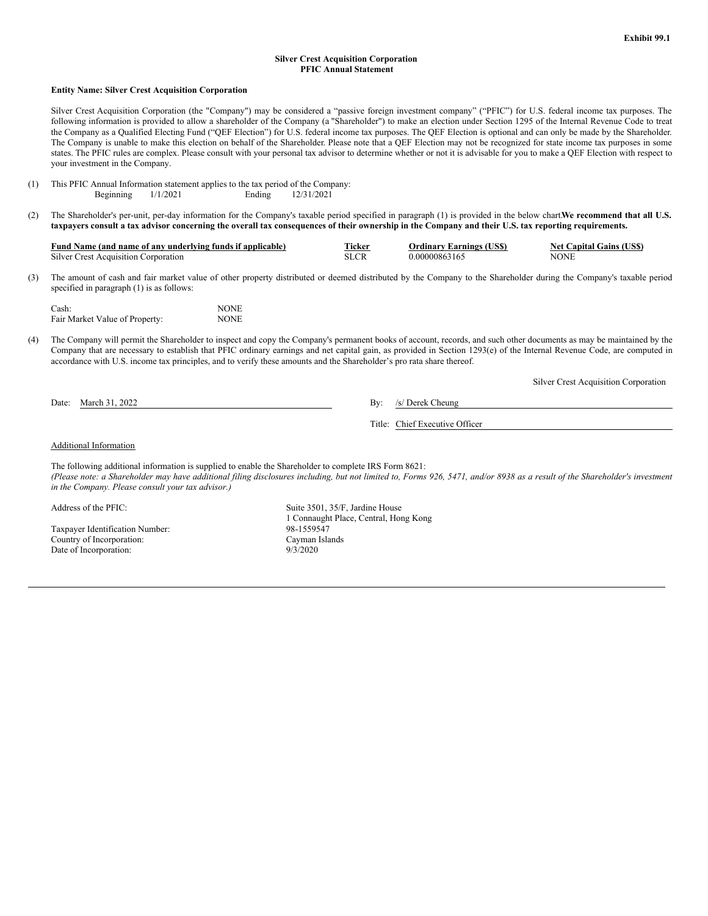Exhibit 99.1

**Silver Crest Acquisition Corporation**
**PFIC Annual Statement**

**Entity Name: Silver Crest Acquisition Corporation**

Silver Crest Acquisition Corporation (the "Company") may be considered a "passive foreign investment company" ("PFIC") for U.S. federal income tax purposes. The following information is provided to allow a shareholder of the Company (a "Shareholder") to make an election under Section 1295 of the Internal Revenue Code to treat the Company as a Qualified Electing Fund ("QEF Election") for U.S. federal income tax purposes. The QEF Election is optional and can only be made by the Shareholder. The Company is unable to make this election on behalf of the Shareholder. Please note that a QEF Election may not be recognized for state income tax purposes in some states. The PFIC rules are complex. Please consult with your personal tax advisor to determine whether or not it is advisable for you to make a QEF Election with respect to your investment in the Company.

(1) This PFIC Annual Information statement applies to the tax period of the Company:
Beginning 1/1/2021 Ending 12/31/2021

(2) The Shareholder's per-unit, per-day information for the Company's taxable period specified in paragraph (1) is provided in the below chart. **We recommend that all U.S. taxpayers consult a tax advisor concerning the overall tax consequences of their ownership in the Company and their U.S. tax reporting requirements.**

| Fund Name (and name of any underlying funds if applicable) | Ticker | Ordinary Earnings (US$) | Net Capital Gains (US$) |
|---|---|---|---|
| Silver Crest Acquisition Corporation | SLCR | 0.00000863165 | NONE |

(3) The amount of cash and fair market value of other property distributed or deemed distributed by the Company to the Shareholder during the Company's taxable period specified in paragraph (1) is as follows:

| | |
|---|---|
| Cash: | NONE |
| Fair Market Value of Property: | NONE |

(4) The Company will permit the Shareholder to inspect and copy the Company's permanent books of account, records, and such other documents as may be maintained by the Company that are necessary to establish that PFIC ordinary earnings and net capital gain, as provided in Section 1293(e) of the Internal Revenue Code, are computed in accordance with U.S. income tax principles, and to verify these amounts and the Shareholder's pro rata share thereof.

Silver Crest Acquisition Corporation

Date: March 31, 2022

By: /s/ Derek Cheung

Title: Chief Executive Officer

Additional Information

The following additional information is supplied to enable the Shareholder to complete IRS Form 8621:
*(Please note: a Shareholder may have additional filing disclosures including, but not limited to, Forms 926, 5471, and/or 8938 as a result of the Shareholder's investment in the Company. Please consult your tax advisor.)*

| | |
|---|---|
| Address of the PFIC: | Suite 3501, 35/F, Jardine House<br>1 Connaught Place, Central, Hong Kong |
| Taxpayer Identification Number: | 98-1559547 |
| Country of Incorporation: | Cayman Islands |
| Date of Incorporation: | 9/3/2020 |